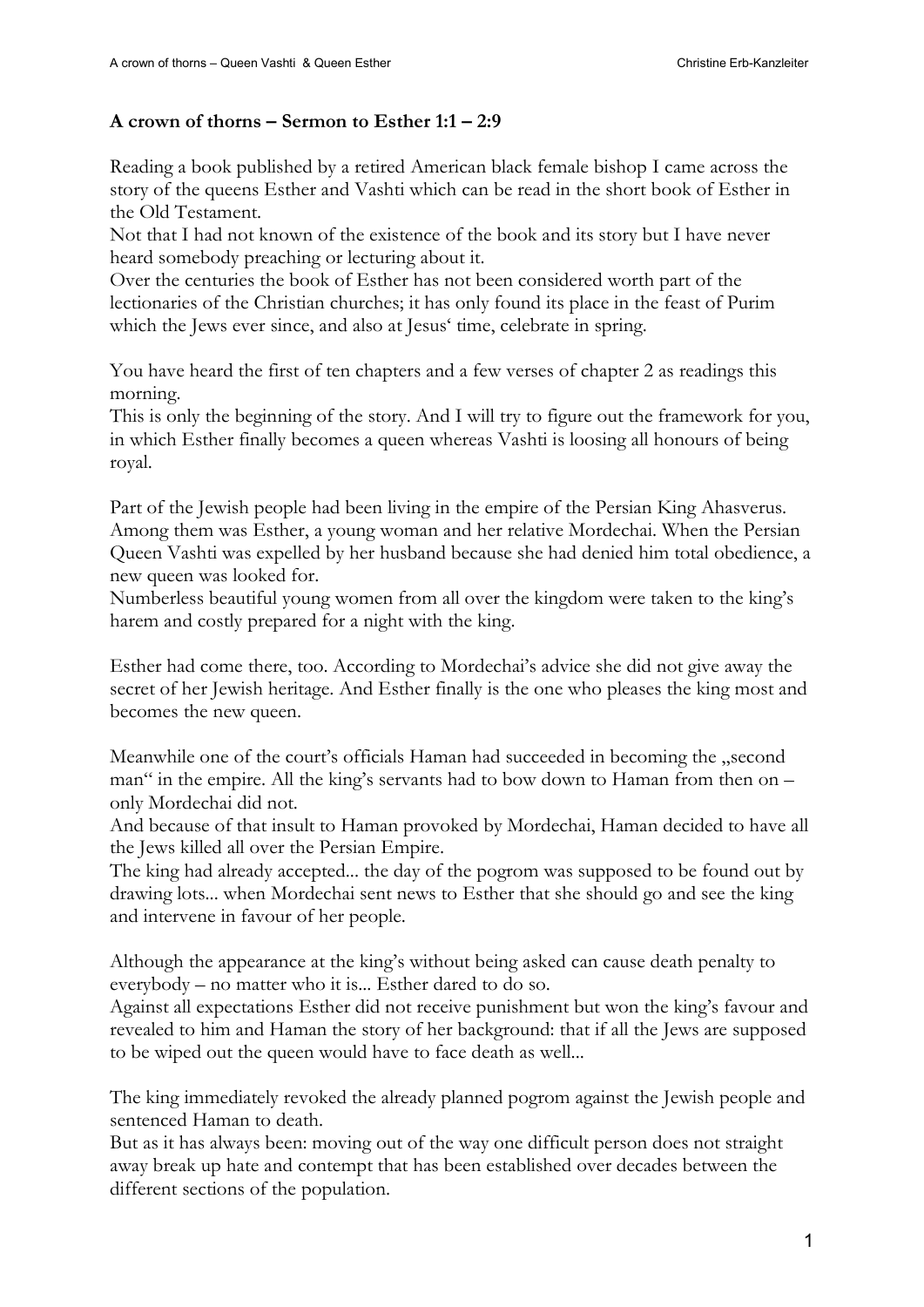**A crown of thorns – Sermon to Esther 1:1 – 2:9**

Reading a book published by a retired American black female bishop I came across the story of the queens Esther and Vashti which can be read in the short book of Esther in the Old Testament.
Not that I had not known of the existence of the book and its story but I have never heard somebody preaching or lecturing about it.
Over the centuries the book of Esther has not been considered worth part of the lectionaries of the Christian churches; it has only found its place in the feast of Purim which the Jews ever since, and also at Jesus‘ time, celebrate in spring.

You have heard the first of ten chapters and a few verses of chapter 2 as readings this morning.
This is only the beginning of the story. And I will try to figure out the framework for you, in which Esther finally becomes a queen whereas Vashti is loosing all honours of being royal.

Part of the Jewish people had been living in the empire of the Persian King Ahasverus. Among them was Esther, a young woman and her relative Mordechai. When the Persian Queen Vashti was expelled by her husband because she had denied him total obedience, a new queen was looked for.
Numberless beautiful young women from all over the kingdom were taken to the king's harem and costly prepared for a night with the king.

Esther had come there, too. According to Mordechai's advice she did not give away the secret of her Jewish heritage. And Esther finally is the one who pleases the king most and becomes the new queen.

Meanwhile one of the court's officials Haman had succeeded in becoming the „second man" in the empire. All the king's servants had to bow down to Haman from then on – only Mordechai did not.
And because of that insult to Haman provoked by Mordechai, Haman decided to have all the Jews killed all over the Persian Empire.
The king had already accepted... the day of the pogrom was supposed to be found out by drawing lots... when Mordechai sent news to Esther that she should go and see the king and intervene in favour of her people.

Although the appearance at the king's without being asked can cause death penalty to everybody – no matter who it is... Esther dared to do so.
Against all expectations Esther did not receive punishment but won the king's favour and revealed to him and Haman the story of her background: that if all the Jews are supposed to be wiped out the queen would have to face death as well...

The king immediately revoked the already planned pogrom against the Jewish people and sentenced Haman to death.
But as it has always been: moving out of the way one difficult person does not straight away break up hate and contempt that has been established over decades between the different sections of the population.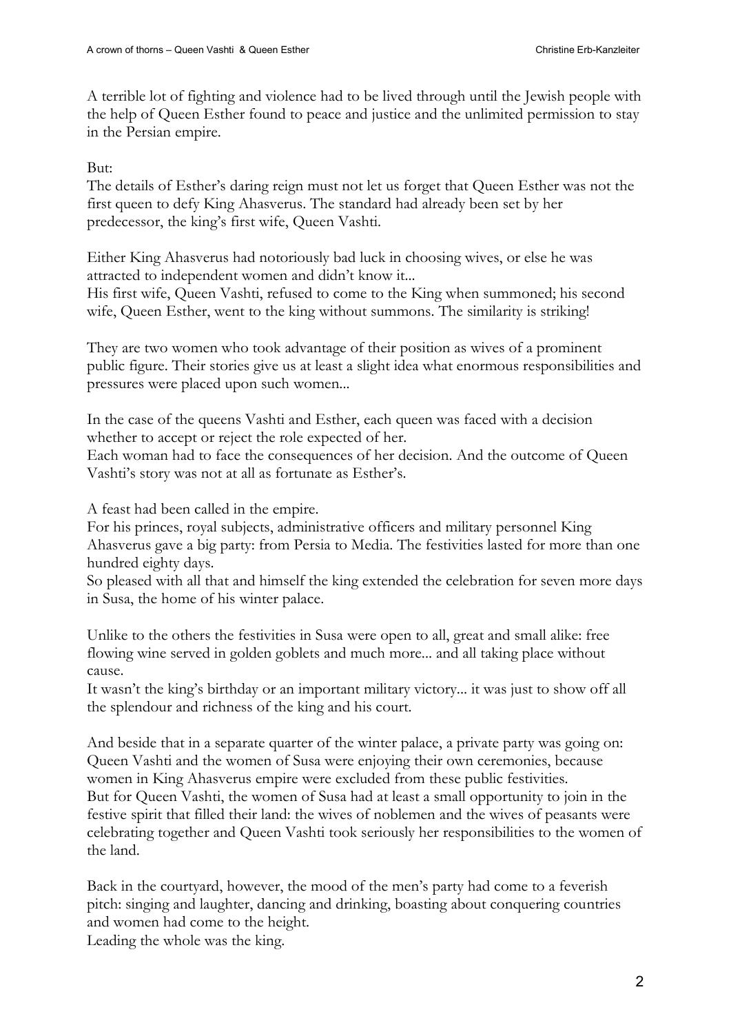A terrible lot of fighting and violence had to be lived through until the Jewish people with the help of Queen Esther found to peace and justice and the unlimited permission to stay in the Persian empire.

But:
The details of Esther's daring reign must not let us forget that Queen Esther was not the first queen to defy King Ahasverus. The standard had already been set by her predecessor, the king's first wife, Queen Vashti.

Either King Ahasverus had notoriously bad luck in choosing wives, or else he was attracted to independent women and didn't know it...
His first wife, Queen Vashti, refused to come to the King when summoned; his second wife, Queen Esther, went to the king without summons. The similarity is striking!

They are two women who took advantage of their position as wives of a prominent public figure. Their stories give us at least a slight idea what enormous responsibilities and pressures were placed upon such women...

In the case of the queens Vashti and Esther, each queen was faced with a decision whether to accept or reject the role expected of her.
Each woman had to face the consequences of her decision. And the outcome of Queen Vashti's story was not at all as fortunate as Esther's.

A feast had been called in the empire.
For his princes, royal subjects, administrative officers and military personnel King Ahasverus gave a big party: from Persia to Media. The festivities lasted for more than one hundred eighty days.
So pleased with all that and himself the king extended the celebration for seven more days in Susa, the home of his winter palace.

Unlike to the others the festivities in Susa were open to all, great and small alike: free flowing wine served in golden goblets and much more... and all taking place without cause.
It wasn't the king's birthday or an important military victory... it was just to show off all the splendour and richness of the king and his court.

And beside that in a separate quarter of the winter palace, a private party was going on: Queen Vashti and the women of Susa were enjoying their own ceremonies, because women in King Ahasverus empire were excluded from these public festivities.
But for Queen Vashti, the women of Susa had at least a small opportunity to join in the festive spirit that filled their land: the wives of noblemen and the wives of peasants were celebrating together and Queen Vashti took seriously her responsibilities to the women of the land.

Back in the courtyard, however, the mood of the men's party had come to a feverish pitch: singing and laughter, dancing and drinking, boasting about conquering countries and women had come to the height.
Leading the whole was the king.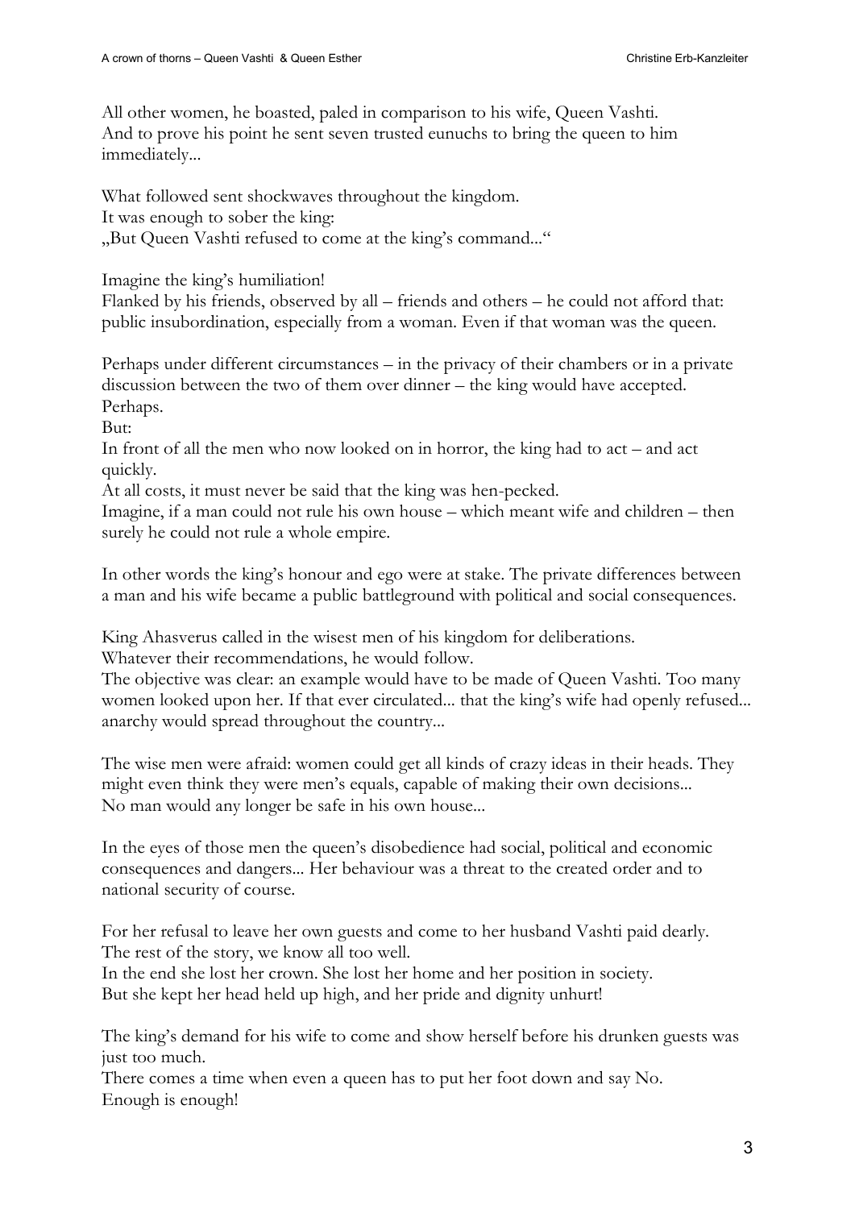All other women, he boasted, paled in comparison to his wife, Queen Vashti.
And to prove his point he sent seven trusted eunuchs to bring the queen to him immediately...

What followed sent shockwaves throughout the kingdom.
It was enough to sober the king:
„But Queen Vashti refused to come at the king's command..."

Imagine the king's humiliation!
Flanked by his friends, observed by all – friends and others – he could not afford that: public insubordination, especially from a woman. Even if that woman was the queen.

Perhaps under different circumstances – in the privacy of their chambers or in a private discussion between the two of them over dinner – the king would have accepted.
Perhaps.
But:
In front of all the men who now looked on in horror, the king had to act – and act quickly.
At all costs, it must never be said that the king was hen-pecked.
Imagine, if a man could not rule his own house – which meant wife and children – then surely he could not rule a whole empire.

In other words the king's honour and ego were at stake. The private differences between a man and his wife became a public battleground with political and social consequences.

King Ahasverus called in the wisest men of his kingdom for deliberations.
Whatever their recommendations, he would follow.
The objective was clear: an example would have to be made of Queen Vashti. Too many women looked upon her. If that ever circulated... that the king's wife had openly refused... anarchy would spread throughout the country...

The wise men were afraid: women could get all kinds of crazy ideas in their heads. They might even think they were men's equals, capable of making their own decisions...
No man would any longer be safe in his own house...

In the eyes of those men the queen's disobedience had social, political and economic consequences and dangers... Her behaviour was a threat to the created order and to national security of course.

For her refusal to leave her own guests and come to her husband Vashti paid dearly.
The rest of the story, we know all too well.
In the end she lost her crown. She lost her home and her position in society.
But she kept her head held up high, and her pride and dignity unhurt!

The king's demand for his wife to come and show herself before his drunken guests was just too much.
There comes a time when even a queen has to put her foot down and say No.
Enough is enough!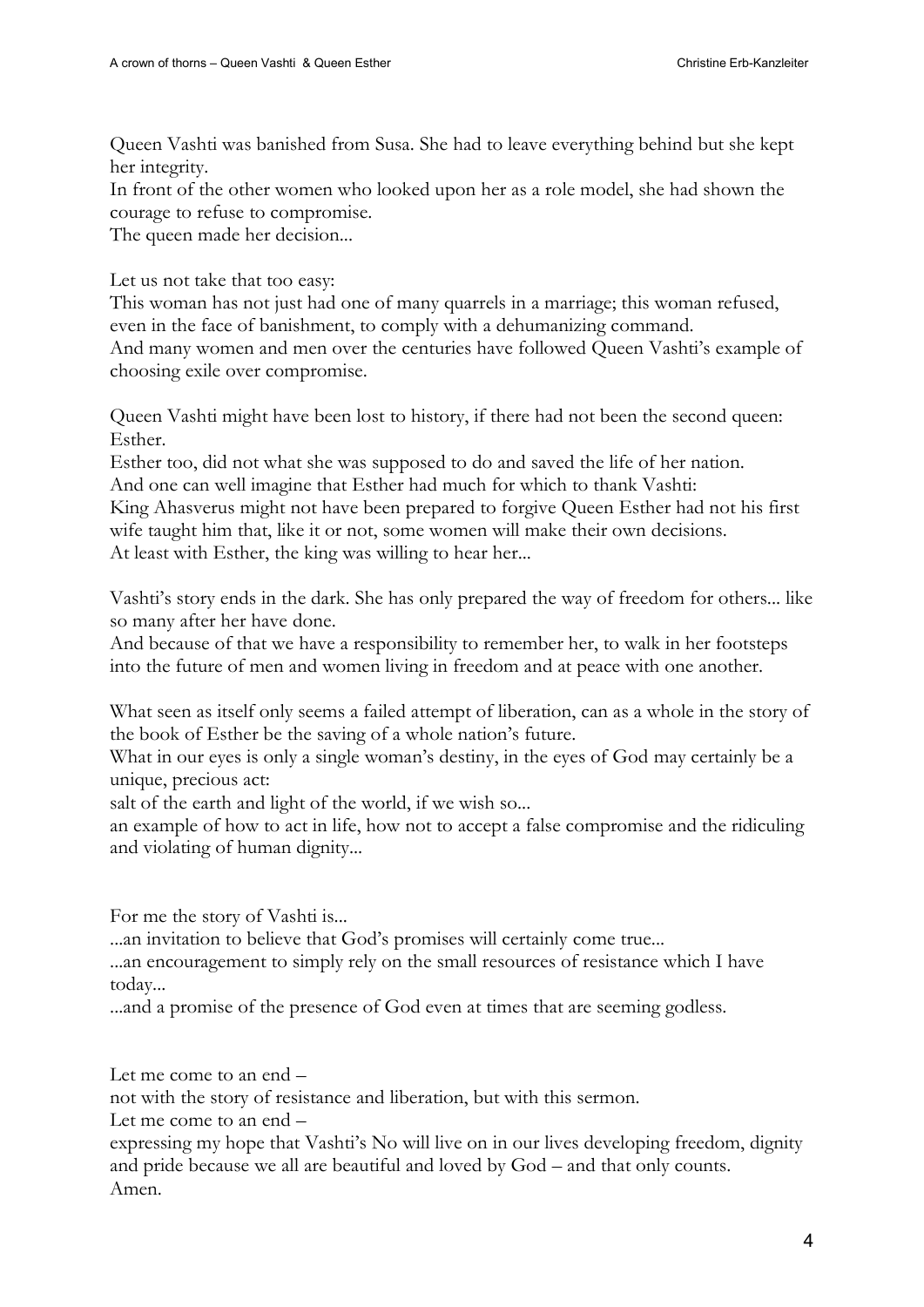Queen Vashti was banished from Susa. She had to leave everything behind but she kept her integrity.
In front of the other women who looked upon her as a role model, she had shown the courage to refuse to compromise.
The queen made her decision...

Let us not take that too easy:
This woman has not just had one of many quarrels in a marriage; this woman refused, even in the face of banishment, to comply with a dehumanizing command.
And many women and men over the centuries have followed Queen Vashti's example of choosing exile over compromise.

Queen Vashti might have been lost to history, if there had not been the second queen: Esther.
Esther too, did not what she was supposed to do and saved the life of her nation.
And one can well imagine that Esther had much for which to thank Vashti:
King Ahasverus might not have been prepared to forgive Queen Esther had not his first wife taught him that, like it or not, some women will make their own decisions.
At least with Esther, the king was willing to hear her...

Vashti's story ends in the dark. She has only prepared the way of freedom for others... like so many after her have done.
And because of that we have a responsibility to remember her, to walk in her footsteps into the future of men and women living in freedom and at peace with one another.

What seen as itself only seems a failed attempt of liberation, can as a whole in the story of the book of Esther be the saving of a whole nation's future.
What in our eyes is only a single woman's destiny, in the eyes of God may certainly be a unique, precious act:
salt of the earth and light of the world, if we wish so...
an example of how to act in life, how not to accept a false compromise and the ridiculing and violating of human dignity...

For me the story of Vashti is...
...an invitation to believe that God's promises will certainly come true...
...an encouragement to simply rely on the small resources of resistance which I have today...
...and a promise of the presence of God even at times that are seeming godless.

Let me come to an end –
not with the story of resistance and liberation, but with this sermon.
Let me come to an end –
expressing my hope that Vashti's No will live on in our lives developing freedom, dignity and pride because we all are beautiful and loved by God – and that only counts.
Amen.